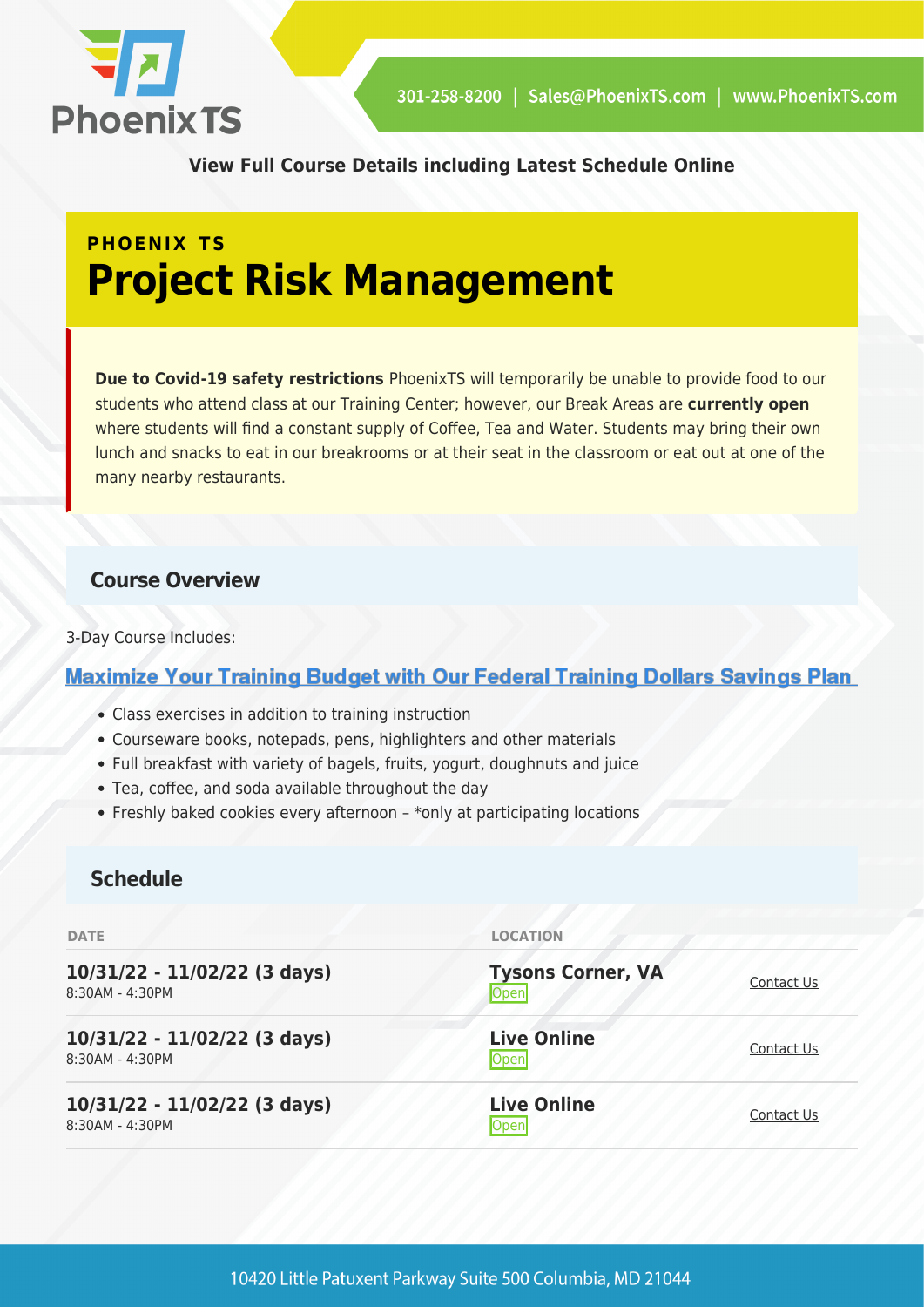**View Full Course Details including Latest Schedule Online**

PHOENIX TS

# Project Risk Management

**Due to Covid-19 safety restrictions** PhoenixTS will temporarily be unable to provide food to our students who attend class at our Training Center; however, our Break Areas are **currently open** where students will find a constant supply of Coffee, Tea and Water. Students may bring their own lunch and snacks to eat in our breakrooms or at their seat in the classroom or eat out at one of the many nearby restaurants.

## Course Overview

3-Day Course Includes:

**Maximize Your Training Budget with Our Federal Training Dollars Savings Plan**

- Class exercises in addition to training instruction
- Courseware books, notepads, pens, highlighters and other materials
- Full breakfast with variety of bagels, fruits, yogurt, doughnuts and juice
- Tea, coffee, and soda available throughout the day
- Freshly baked cookies every afternoon – *only at participating locations

## Schedule

| DATE | LOCATION | |
|---|---|---|
| **10/31/22 - 11/02/22 (3 days)** 8:30AM - 4:30PM | **Tysons Corner, VA** Open | Contact Us |
| **10/31/22 - 11/02/22 (3 days)** 8:30AM - 4:30PM | **Live Online** Open | Contact Us |
| **10/31/22 - 11/02/22 (3 days)** 8:30AM - 4:30PM | **Live Online** Open | Contact Us |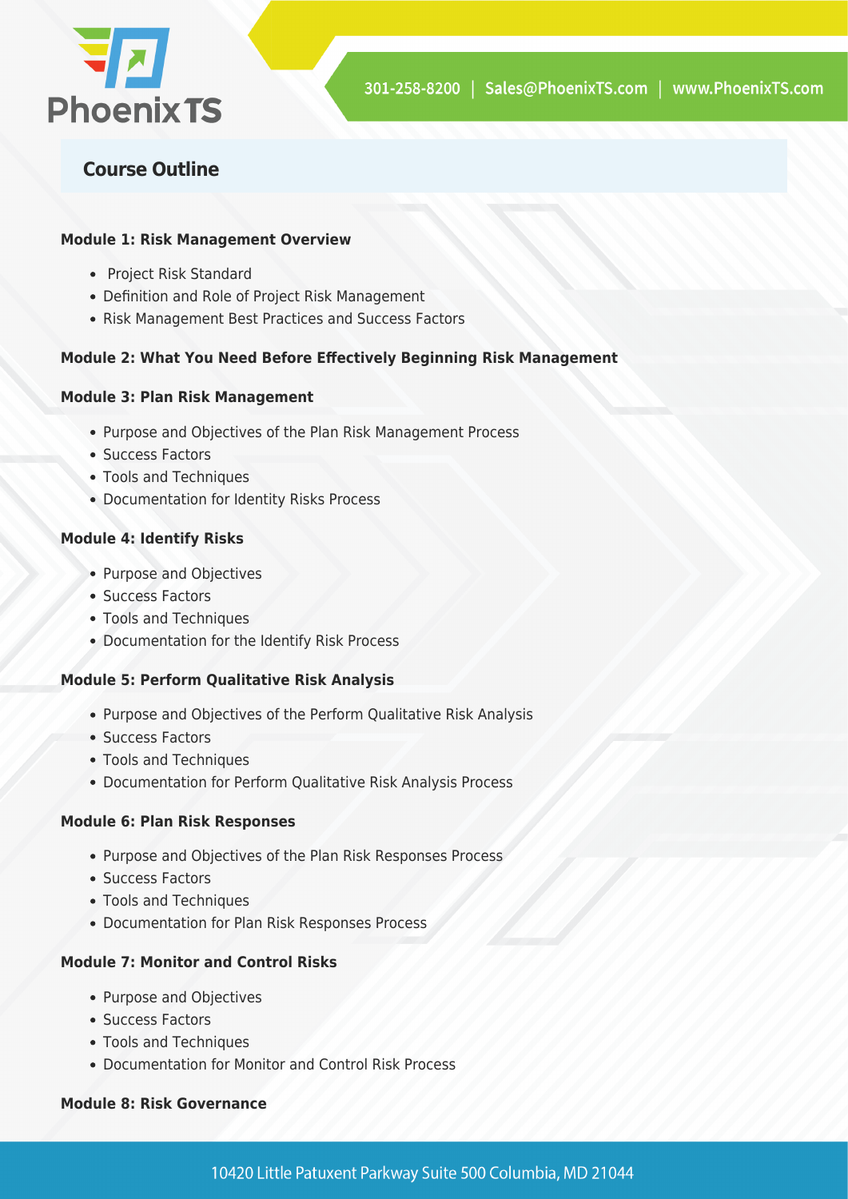## Course Outline

**Module 1: Risk Management Overview**

- Project Risk Standard
- Definition and Role of Project Risk Management
- Risk Management Best Practices and Success Factors

**Module 2: What You Need Before Effectively Beginning Risk Management**

**Module 3: Plan Risk Management**

- Purpose and Objectives of the Plan Risk Management Process
- Success Factors
- Tools and Techniques
- Documentation for Identity Risks Process

**Module 4: Identify Risks**

- Purpose and Objectives
- Success Factors
- Tools and Techniques
- Documentation for the Identify Risk Process

**Module 5: Perform Qualitative Risk Analysis**

- Purpose and Objectives of the Perform Qualitative Risk Analysis
- Success Factors
- Tools and Techniques
- Documentation for Perform Qualitative Risk Analysis Process

**Module 6: Plan Risk Responses**

- Purpose and Objectives of the Plan Risk Responses Process
- Success Factors
- Tools and Techniques
- Documentation for Plan Risk Responses Process

**Module 7: Monitor and Control Risks**

- Purpose and Objectives
- Success Factors
- Tools and Techniques
- Documentation for Monitor and Control Risk Process

**Module 8: Risk Governance**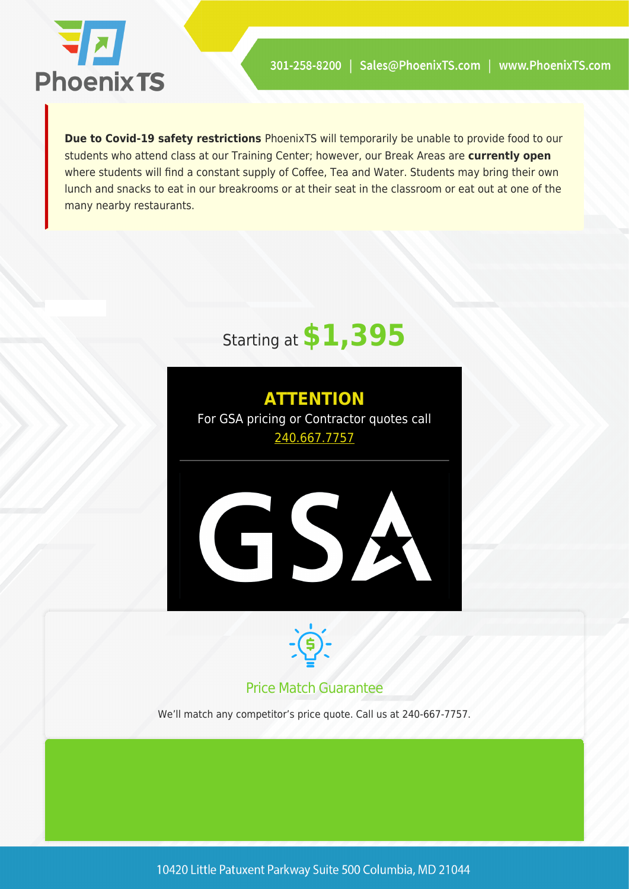**Due to Covid-19 safety restrictions** PhoenixTS will temporarily be unable to provide food to our students who attend class at our Training Center; however, our Break Areas are **currently open** where students will find a constant supply of Coffee, Tea and Water. Students may bring their own lunch and snacks to eat in our breakrooms or at their seat in the classroom or eat out at one of the many nearby restaurants.

Starting at **$1,395**

**ATTENTION**

For GSA pricing or Contractor quotes call [240.667.7757](tel:2406677757)

GSA

## Price Match Guarantee

We'll match any competitor's price quote. Call us at 240-667-7757.

10420 Little Patuxent Parkway Suite 500 Columbia, MD 21044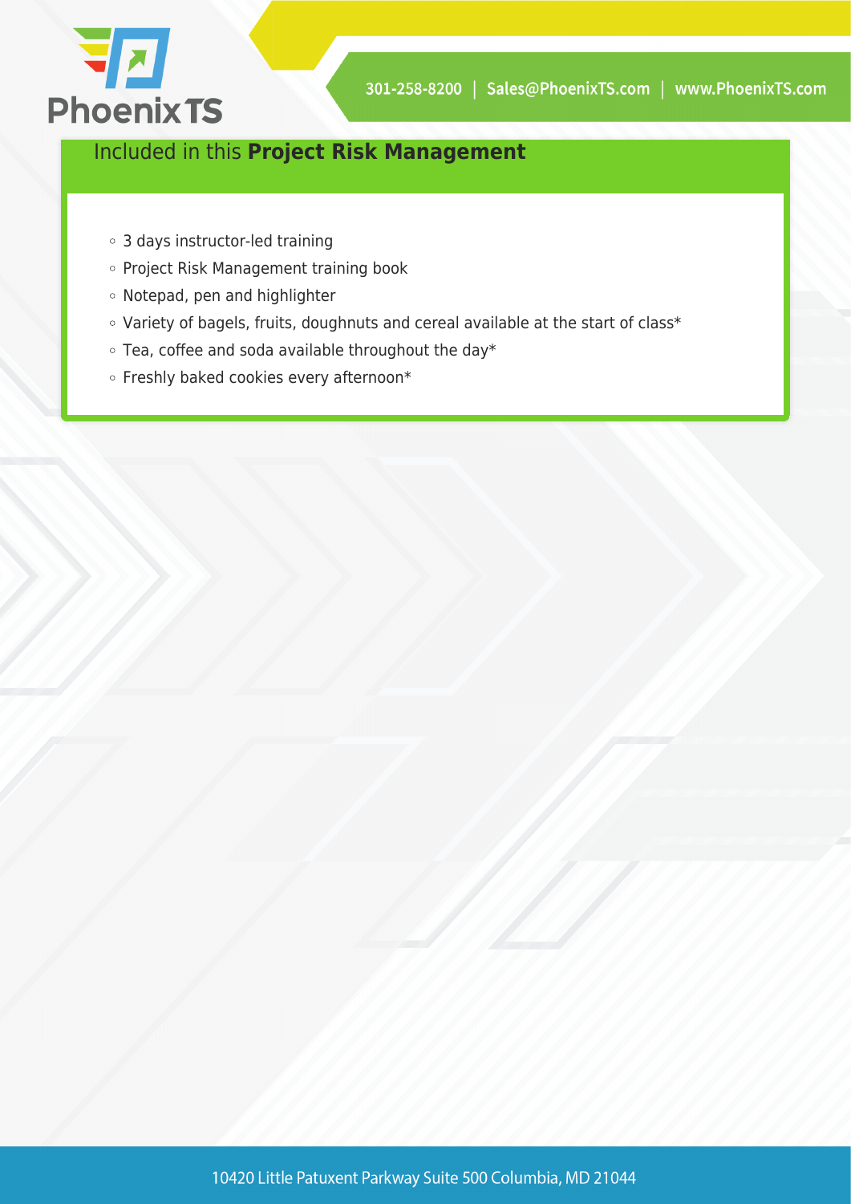## Included in this **Project Risk Management**

- 3 days instructor-led training
- Project Risk Management training book
- Notepad, pen and highlighter
- Variety of bagels, fruits, doughnuts and cereal available at the start of class*
- Tea, coffee and soda available throughout the day*
- Freshly baked cookies every afternoon*